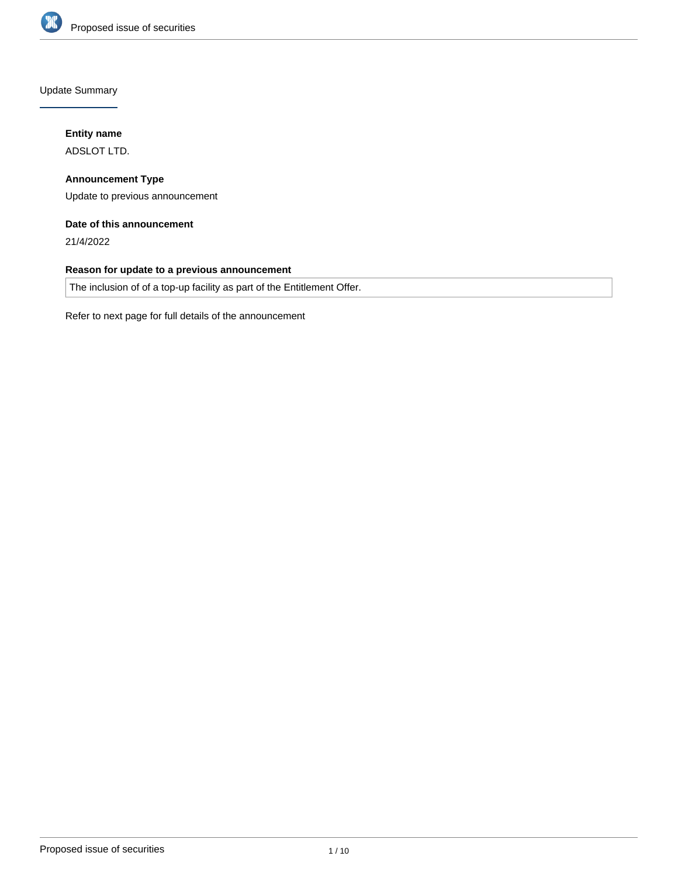## Update Summary

**Entity name**

ADSLOT LTD.

**Announcement Type**

Update to previous announcement

**Date of this announcement**

21/4/2022

**Reason for update to a previous announcement**

The inclusion of of a top-up facility as part of the Entitlement Offer.

Refer to next page for full details of the announcement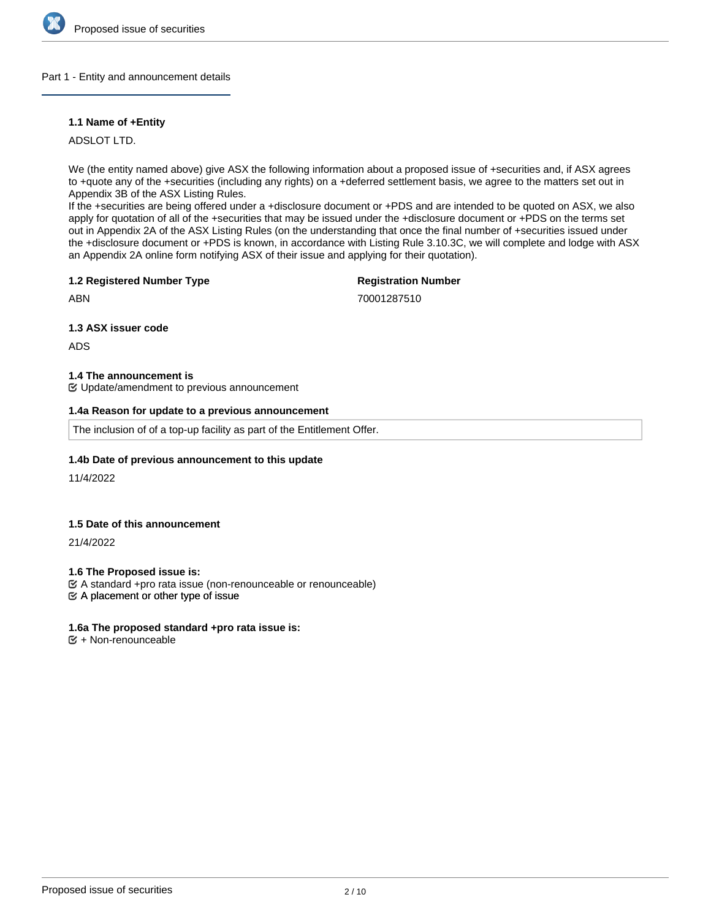## Part 1 - Entity and announcement details

**1.1 Name of +Entity**

ADSLOT LTD.

We (the entity named above) give ASX the following information about a proposed issue of +securities and, if ASX agrees to +quote any of the +securities (including any rights) on a +deferred settlement basis, we agree to the matters set out in Appendix 3B of the ASX Listing Rules.
If the +securities are being offered under a +disclosure document or +PDS and are intended to be quoted on ASX, we also apply for quotation of all of the +securities that may be issued under the +disclosure document or +PDS on the terms set out in Appendix 2A of the ASX Listing Rules (on the understanding that once the final number of +securities issued under the +disclosure document or +PDS is known, in accordance with Listing Rule 3.10.3C, we will complete and lodge with ASX an Appendix 2A online form notifying ASX of their issue and applying for their quotation).

**1.2 Registered Number Type**

ABN

**Registration Number**

70001287510

**1.3 ASX issuer code**

ADS

**1.4 The announcement is**

☑ Update/amendment to previous announcement

**1.4a Reason for update to a previous announcement**

The inclusion of of a top-up facility as part of the Entitlement Offer.

**1.4b Date of previous announcement to this update**

11/4/2022

**1.5 Date of this announcement**

21/4/2022

**1.6 The Proposed issue is:**

☑ A standard +pro rata issue (non-renounceable or renounceable)
☑ A placement or other type of issue

**1.6a The proposed standard +pro rata issue is:**

☑ + Non-renounceable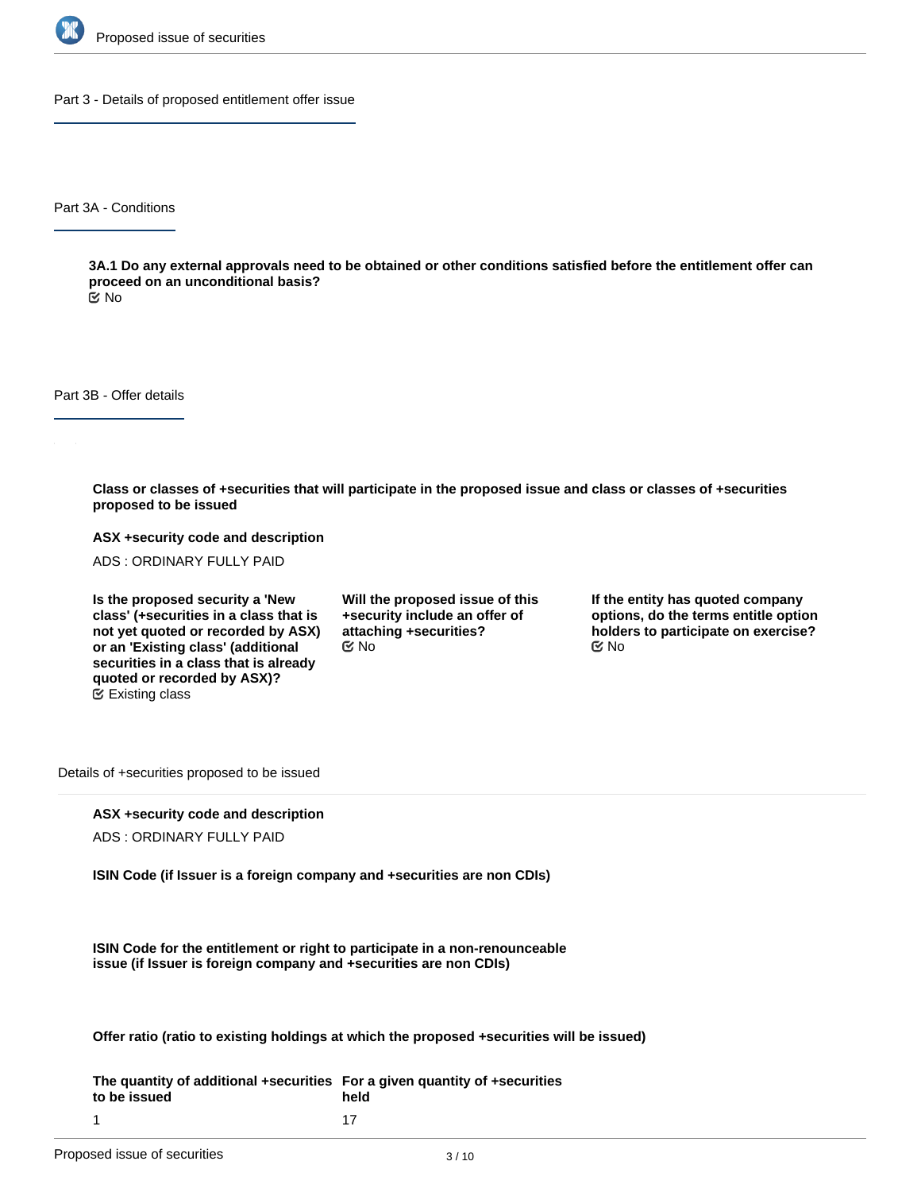## Part 3 - Details of proposed entitlement offer issue

### Part 3A - Conditions

**3A.1 Do any external approvals need to be obtained or other conditions satisfied before the entitlement offer can proceed on an unconditional basis?**

No

### Part 3B - Offer details

**Class or classes of +securities that will participate in the proposed issue and class or classes of +securities proposed to be issued**

**ASX +security code and description**

ADS : ORDINARY FULLY PAID

**Is the proposed security a 'New class' (+securities in a class that is not yet quoted or recorded by ASX) or an 'Existing class' (additional securities in a class that is already quoted or recorded by ASX)?**

Existing class

**Will the proposed issue of this +security include an offer of attaching +securities?**

No

**If the entity has quoted company options, do the terms entitle option holders to participate on exercise?**

No

Details of +securities proposed to be issued

**ASX +security code and description**

ADS : ORDINARY FULLY PAID

**ISIN Code (if Issuer is a foreign company and +securities are non CDIs)**

**ISIN Code for the entitlement or right to participate in a non-renounceable issue (if Issuer is foreign company and +securities are non CDIs)**

**Offer ratio (ratio to existing holdings at which the proposed +securities will be issued)**

| The quantity of additional +securities to be issued | For a given quantity of +securities held |
|---|---|
| 1 | 17 |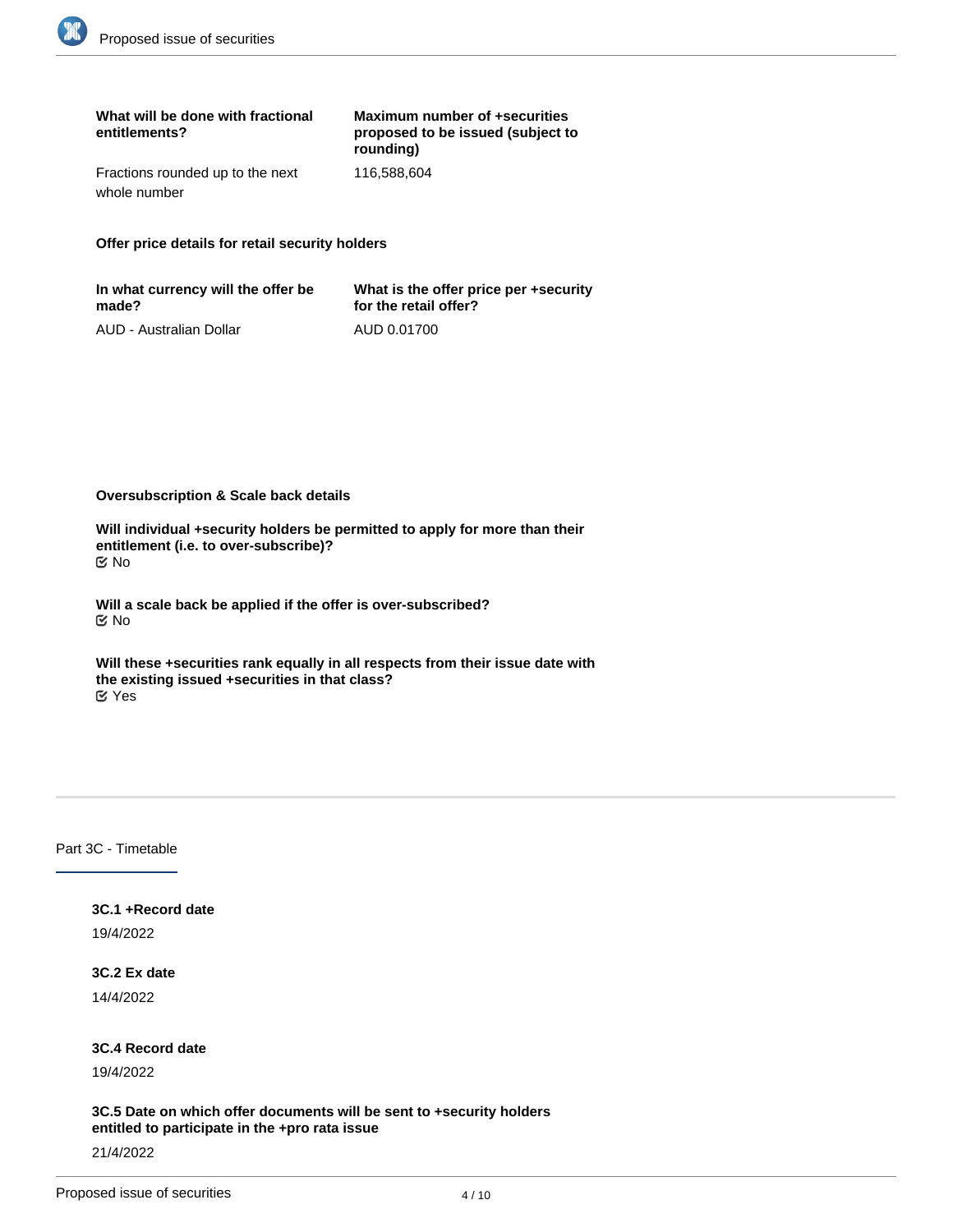| What will be done with fractional entitlements? | Maximum number of +securities proposed to be issued (subject to rounding) |
| --- | --- |
| Fractions rounded up to the next whole number | 116,588,604 |

**Offer price details for retail security holders**

| In what currency will the offer be made? | What is the offer price per +security for the retail offer? |
| --- | --- |
| AUD - Australian Dollar | AUD 0.01700 |

**Oversubscription & Scale back details**

**Will individual +security holders be permitted to apply for more than their entitlement (i.e. to over-subscribe)?**
☑ No

**Will a scale back be applied if the offer is over-subscribed?**
☑ No

**Will these +securities rank equally in all respects from their issue date with the existing issued +securities in that class?**
☑ Yes

## Part 3C - Timetable

**3C.1 +Record date**

19/4/2022

**3C.2 Ex date**

14/4/2022

**3C.4 Record date**

19/4/2022

**3C.5 Date on which offer documents will be sent to +security holders entitled to participate in the +pro rata issue**

21/4/2022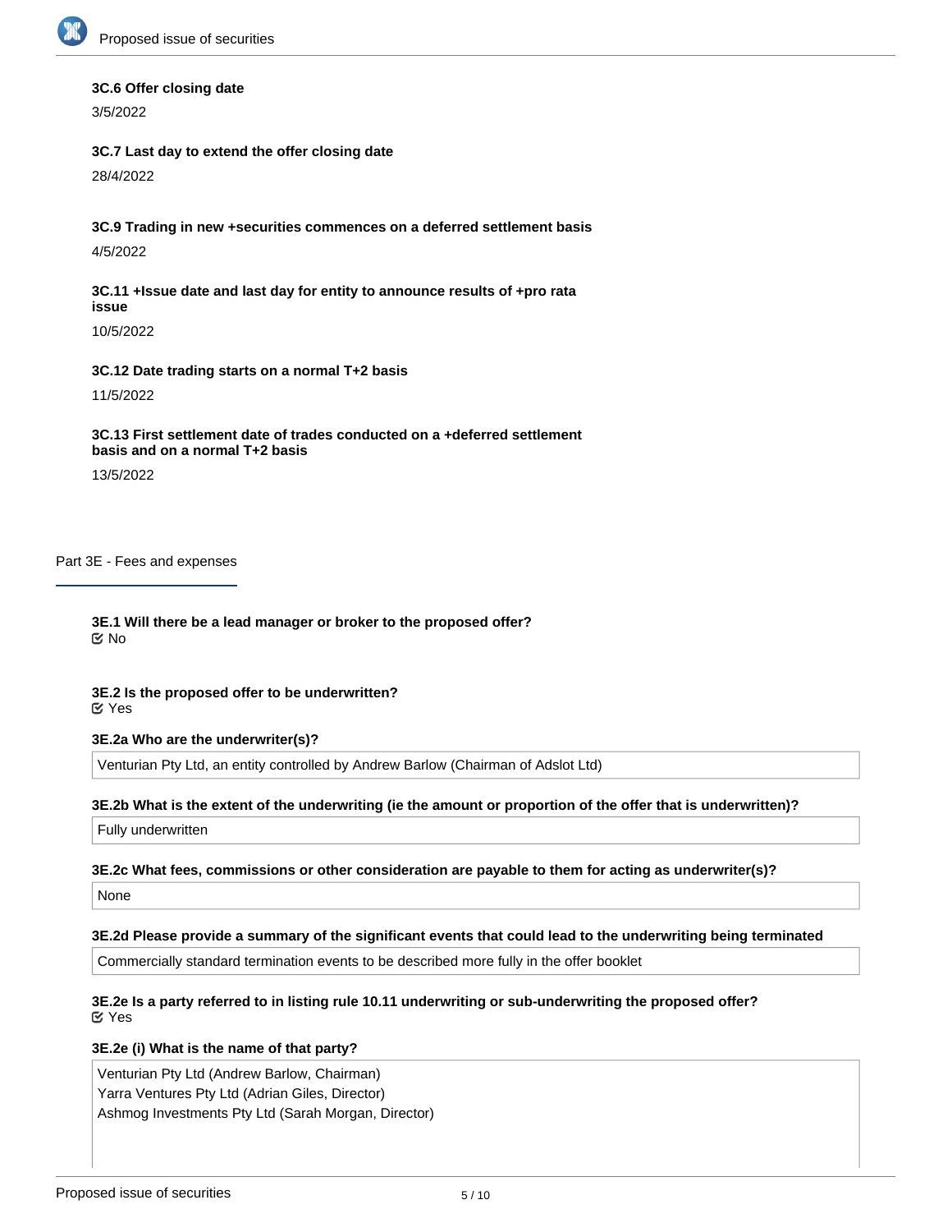**3C.6 Offer closing date**

3/5/2022

**3C.7 Last day to extend the offer closing date**

28/4/2022

**3C.9 Trading in new +securities commences on a deferred settlement basis**

4/5/2022

**3C.11 +Issue date and last day for entity to announce results of +pro rata issue**

10/5/2022

**3C.12 Date trading starts on a normal T+2 basis**

11/5/2022

**3C.13 First settlement date of trades conducted on a +deferred settlement basis and on a normal T+2 basis**

13/5/2022

## Part 3E - Fees and expenses

**3E.1 Will there be a lead manager or broker to the proposed offer?**
☑ No

**3E.2 Is the proposed offer to be underwritten?**
☑ Yes

**3E.2a Who are the underwriter(s)?**

Venturian Pty Ltd, an entity controlled by Andrew Barlow (Chairman of Adslot Ltd)

**3E.2b What is the extent of the underwriting (ie the amount or proportion of the offer that is underwritten)?**

Fully underwritten

**3E.2c What fees, commissions or other consideration are payable to them for acting as underwriter(s)?**

None

**3E.2d Please provide a summary of the significant events that could lead to the underwriting being terminated**

Commercially standard termination events to be described more fully in the offer booklet

**3E.2e Is a party referred to in listing rule 10.11 underwriting or sub-underwriting the proposed offer?**
☑ Yes

**3E.2e (i) What is the name of that party?**

Venturian Pty Ltd (Andrew Barlow, Chairman)
Yarra Ventures Pty Ltd (Adrian Giles, Director)
Ashmog Investments Pty Ltd (Sarah Morgan, Director)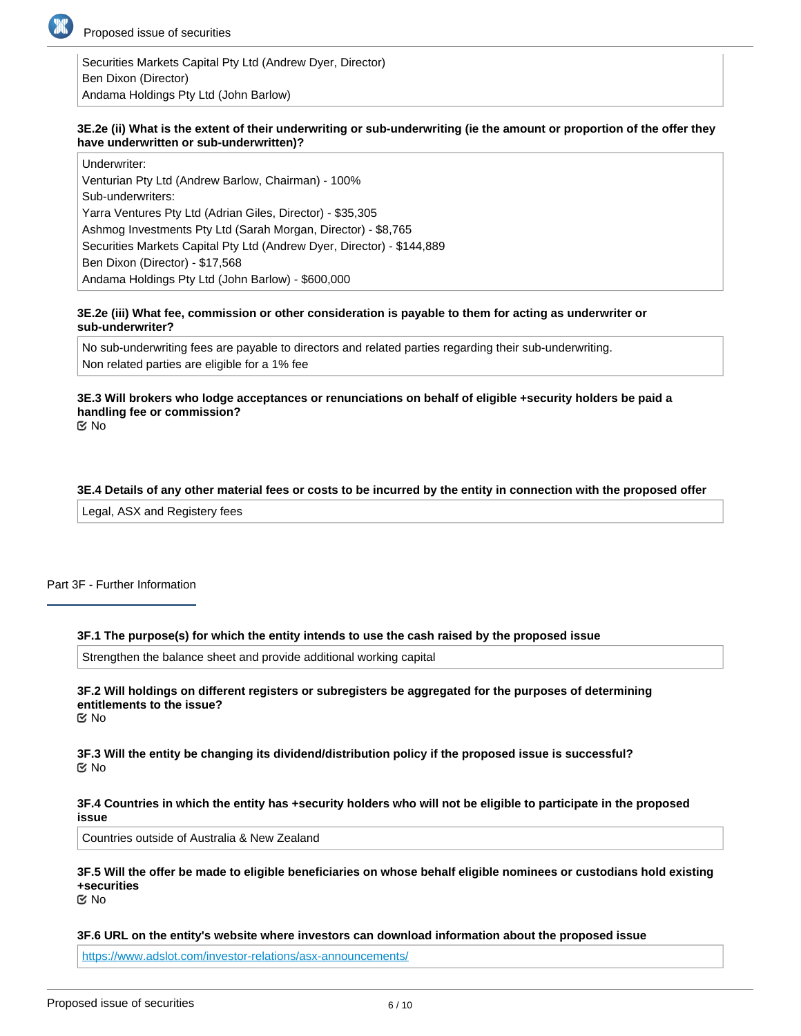Securities Markets Capital Pty Ltd (Andrew Dyer, Director)
Ben Dixon (Director)
Andama Holdings Pty Ltd (John Barlow)

**3E.2e (ii) What is the extent of their underwriting or sub-underwriting (ie the amount or proportion of the offer they have underwritten or sub-underwritten)?**

Underwriter:
Venturian Pty Ltd (Andrew Barlow, Chairman) - 100%
Sub-underwriters:
Yarra Ventures Pty Ltd (Adrian Giles, Director) - $35,305
Ashmog Investments Pty Ltd (Sarah Morgan, Director) - $8,765
Securities Markets Capital Pty Ltd (Andrew Dyer, Director) - $144,889
Ben Dixon (Director) - $17,568
Andama Holdings Pty Ltd (John Barlow) - $600,000

**3E.2e (iii) What fee, commission or other consideration is payable to them for acting as underwriter or sub-underwriter?**

No sub-underwriting fees are payable to directors and related parties regarding their sub-underwriting.
Non related parties are eligible for a 1% fee

**3E.3 Will brokers who lodge acceptances or renunciations on behalf of eligible +security holders be paid a handling fee or commission?**

No

**3E.4 Details of any other material fees or costs to be incurred by the entity in connection with the proposed offer**

Legal, ASX and Registery fees

## Part 3F - Further Information

**3F.1 The purpose(s) for which the entity intends to use the cash raised by the proposed issue**

Strengthen the balance sheet and provide additional working capital

**3F.2 Will holdings on different registers or subregisters be aggregated for the purposes of determining entitlements to the issue?**

No

**3F.3 Will the entity be changing its dividend/distribution policy if the proposed issue is successful?**

No

**3F.4 Countries in which the entity has +security holders who will not be eligible to participate in the proposed issue**

Countries outside of Australia & New Zealand

**3F.5 Will the offer be made to eligible beneficiaries on whose behalf eligible nominees or custodians hold existing +securities**

No

**3F.6 URL on the entity's website where investors can download information about the proposed issue**

https://www.adslot.com/investor-relations/asx-announcements/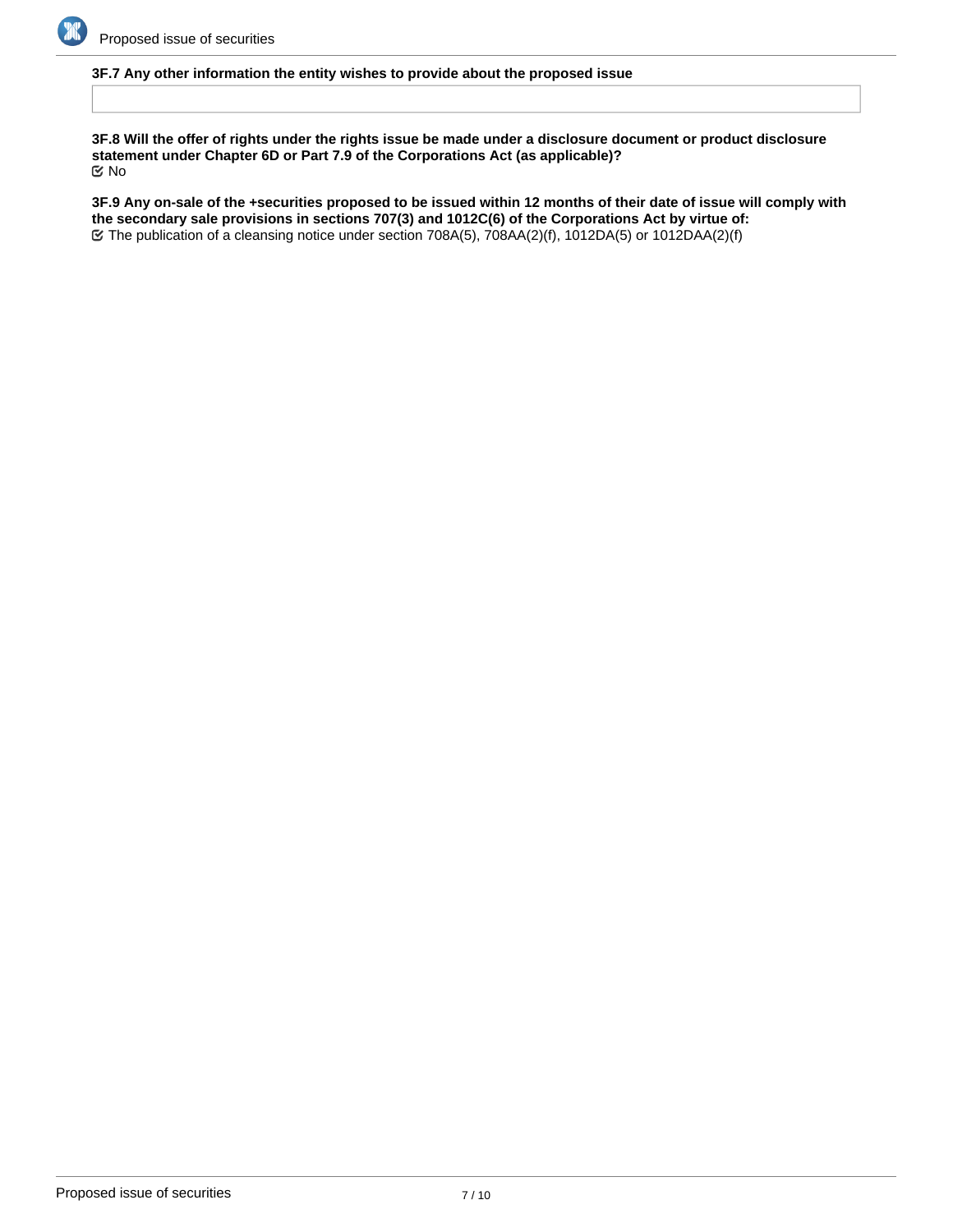**3F.7 Any other information the entity wishes to provide about the proposed issue**

**3F.8 Will the offer of rights under the rights issue be made under a disclosure document or product disclosure statement under Chapter 6D or Part 7.9 of the Corporations Act (as applicable)?**

☑ No

**3F.9 Any on-sale of the +securities proposed to be issued within 12 months of their date of issue will comply with the secondary sale provisions in sections 707(3) and 1012C(6) of the Corporations Act by virtue of:**

☑ The publication of a cleansing notice under section 708A(5), 708AA(2)(f), 1012DA(5) or 1012DAA(2)(f)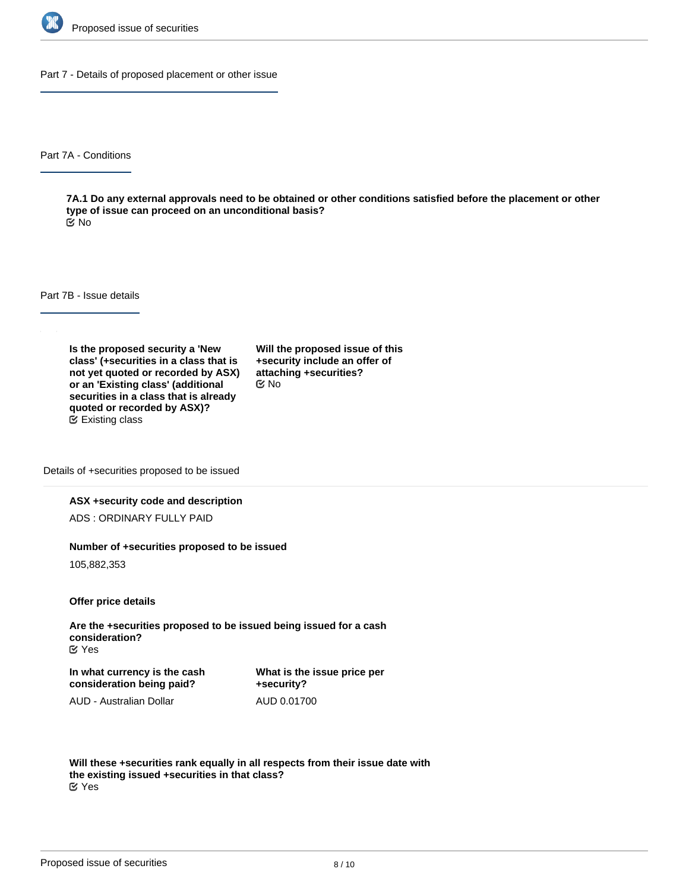## Part 7 - Details of proposed placement or other issue

### Part 7A - Conditions

**7A.1 Do any external approvals need to be obtained or other conditions satisfied before the placement or other type of issue can proceed on an unconditional basis?**
No

### Part 7B - Issue details

**Is the proposed security a 'New class' (+securities in a class that is not yet quoted or recorded by ASX) or an 'Existing class' (additional securities in a class that is already quoted or recorded by ASX)?**
Existing class

**Will the proposed issue of this +security include an offer of attaching +securities?**
No

#### Details of +securities proposed to be issued

**ASX +security code and description**

ADS : ORDINARY FULLY PAID

**Number of +securities proposed to be issued**

105,882,353

**Offer price details**

**Are the +securities proposed to be issued being issued for a cash consideration?**
Yes

**In what currency is the cash consideration being paid?**

AUD - Australian Dollar

**What is the issue price per +security?**

AUD 0.01700

**Will these +securities rank equally in all respects from their issue date with the existing issued +securities in that class?**
Yes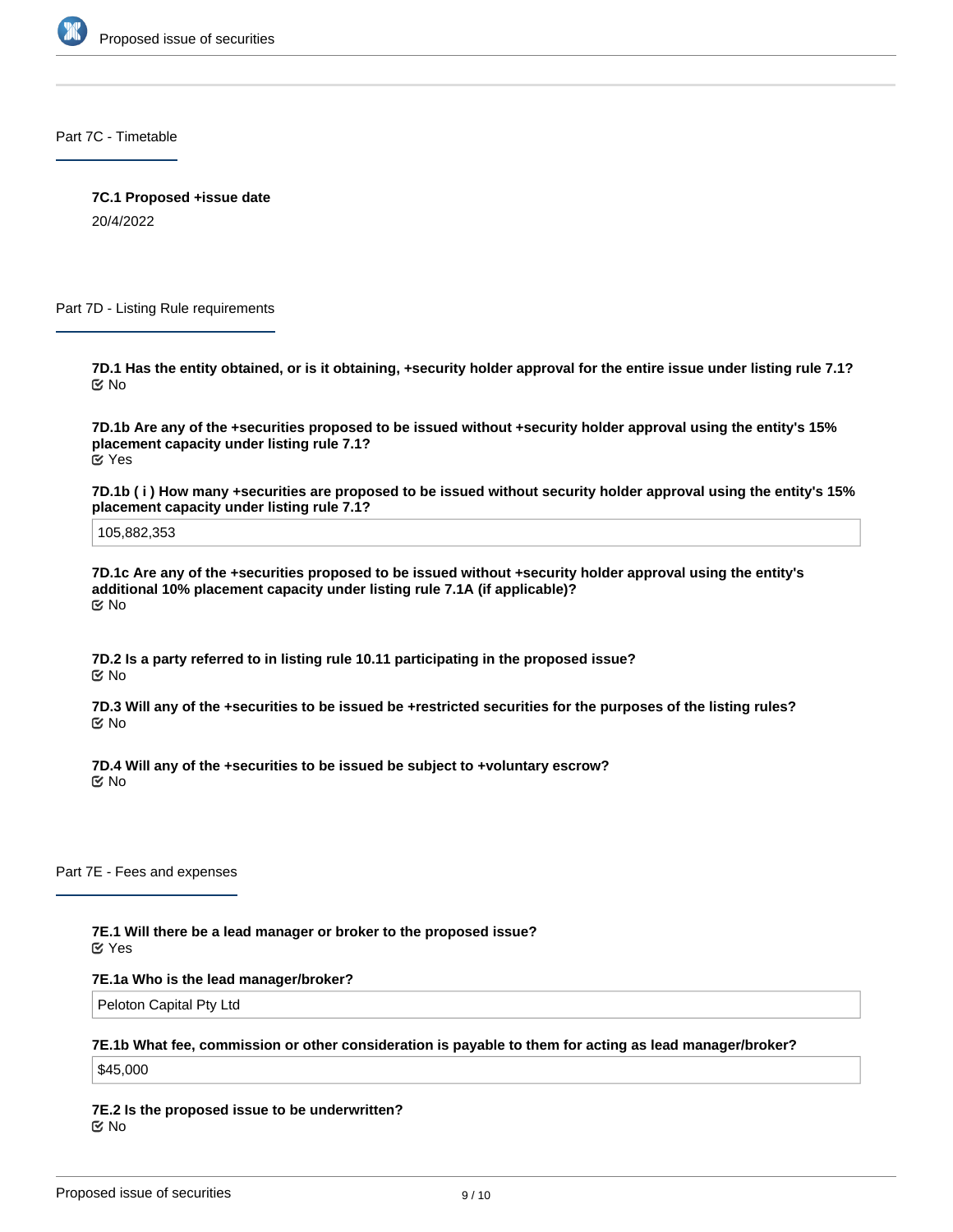## Part 7C - Timetable

**7C.1 Proposed +issue date**

20/4/2022

## Part 7D - Listing Rule requirements

**7D.1 Has the entity obtained, or is it obtaining, +security holder approval for the entire issue under listing rule 7.1?**

No

**7D.1b Are any of the +securities proposed to be issued without +security holder approval using the entity's 15% placement capacity under listing rule 7.1?**

Yes

**7D.1b ( i ) How many +securities are proposed to be issued without security holder approval using the entity's 15% placement capacity under listing rule 7.1?**

105,882,353

**7D.1c Are any of the +securities proposed to be issued without +security holder approval using the entity's additional 10% placement capacity under listing rule 7.1A (if applicable)?**

No

**7D.2 Is a party referred to in listing rule 10.11 participating in the proposed issue?**

No

**7D.3 Will any of the +securities to be issued be +restricted securities for the purposes of the listing rules?**

No

**7D.4 Will any of the +securities to be issued be subject to +voluntary escrow?**

No

## Part 7E - Fees and expenses

**7E.1 Will there be a lead manager or broker to the proposed issue?**

Yes

**7E.1a Who is the lead manager/broker?**

Peloton Capital Pty Ltd

**7E.1b What fee, commission or other consideration is payable to them for acting as lead manager/broker?**

$45,000

**7E.2 Is the proposed issue to be underwritten?**

No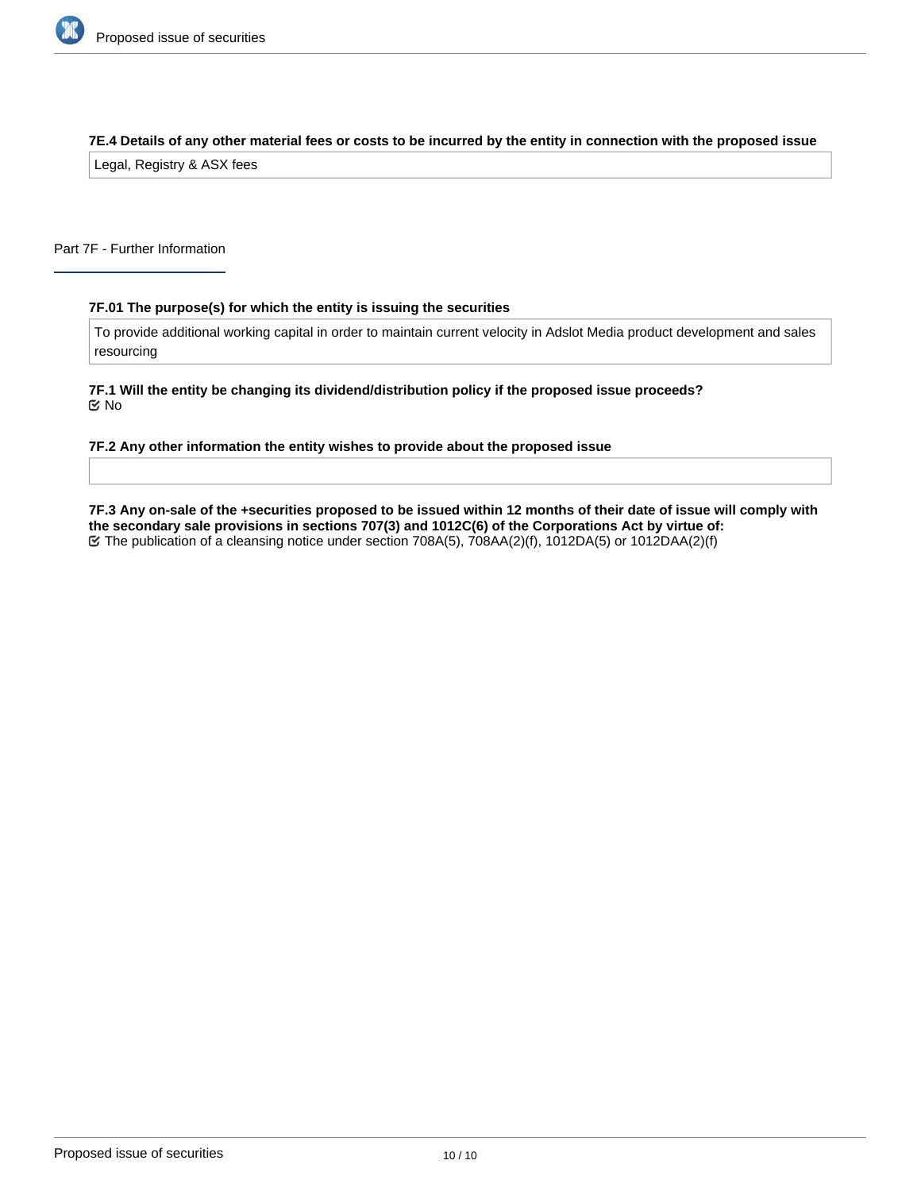**7E.4 Details of any other material fees or costs to be incurred by the entity in connection with the proposed issue**

Legal, Registry & ASX fees

## Part 7F - Further Information

**7F.01 The purpose(s) for which the entity is issuing the securities**

To provide additional working capital in order to maintain current velocity in Adslot Media product development and sales resourcing

**7F.1 Will the entity be changing its dividend/distribution policy if the proposed issue proceeds?**

☑ No

**7F.2 Any other information the entity wishes to provide about the proposed issue**

**7F.3 Any on-sale of the +securities proposed to be issued within 12 months of their date of issue will comply with the secondary sale provisions in sections 707(3) and 1012C(6) of the Corporations Act by virtue of:**

☑ The publication of a cleansing notice under section 708A(5), 708AA(2)(f), 1012DA(5) or 1012DAA(2)(f)